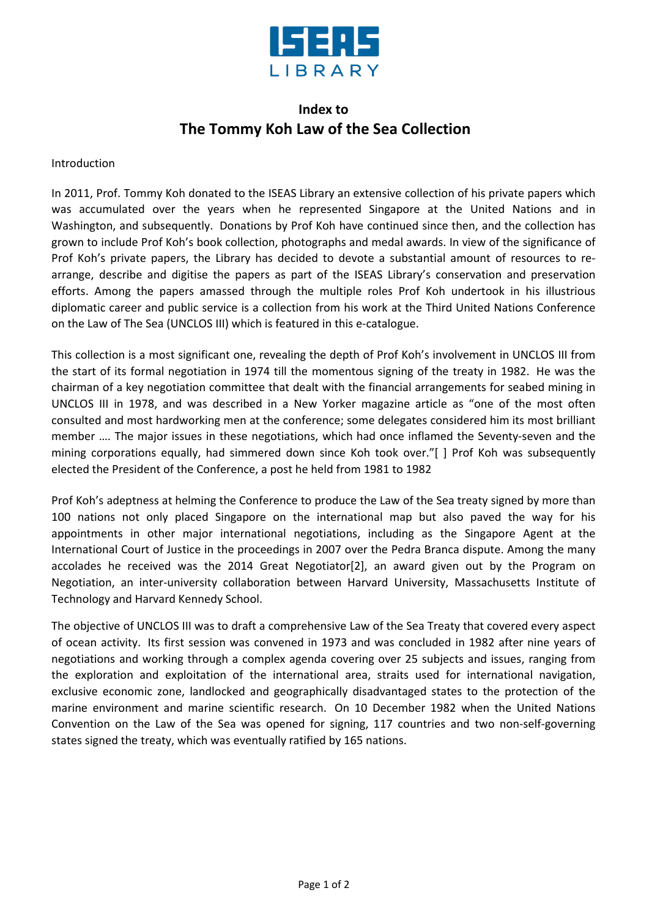# Index to The Tommy Koh Law of the Sea Collection

Introduction

In 2011, Prof. Tommy Koh donated to the ISEAS Library an extensive collection of his private papers which was accumulated over the years when he represented Singapore at the United Nations and in Washington, and subsequently. Donations by Prof Koh have continued since then, and the collection has grown to include Prof Koh's book collection, photographs and medal awards. In view of the significance of Prof Koh's private papers, the Library has decided to devote a substantial amount of resources to re-arrange, describe and digitise the papers as part of the ISEAS Library's conservation and preservation efforts. Among the papers amassed through the multiple roles Prof Koh undertook in his illustrious diplomatic career and public service is a collection from his work at the Third United Nations Conference on the Law of The Sea (UNCLOS III) which is featured in this e-catalogue.

This collection is a most significant one, revealing the depth of Prof Koh's involvement in UNCLOS III from the start of its formal negotiation in 1974 till the momentous signing of the treaty in 1982. He was the chairman of a key negotiation committee that dealt with the financial arrangements for seabed mining in UNCLOS III in 1978, and was described in a New Yorker magazine article as "one of the most often consulted and most hardworking men at the conference; some delegates considered him its most brilliant member …. The major issues in these negotiations, which had once inflamed the Seventy-seven and the mining corporations equally, had simmered down since Koh took over."[ ] Prof Koh was subsequently elected the President of the Conference, a post he held from 1981 to 1982

Prof Koh's adeptness at helming the Conference to produce the Law of the Sea treaty signed by more than 100 nations not only placed Singapore on the international map but also paved the way for his appointments in other major international negotiations, including as the Singapore Agent at the International Court of Justice in the proceedings in 2007 over the Pedra Branca dispute. Among the many accolades he received was the 2014 Great Negotiator[2], an award given out by the Program on Negotiation, an inter-university collaboration between Harvard University, Massachusetts Institute of Technology and Harvard Kennedy School.

The objective of UNCLOS III was to draft a comprehensive Law of the Sea Treaty that covered every aspect of ocean activity. Its first session was convened in 1973 and was concluded in 1982 after nine years of negotiations and working through a complex agenda covering over 25 subjects and issues, ranging from the exploration and exploitation of the international area, straits used for international navigation, exclusive economic zone, landlocked and geographically disadvantaged states to the protection of the marine environment and marine scientific research. On 10 December 1982 when the United Nations Convention on the Law of the Sea was opened for signing, 117 countries and two non-self-governing states signed the treaty, which was eventually ratified by 165 nations.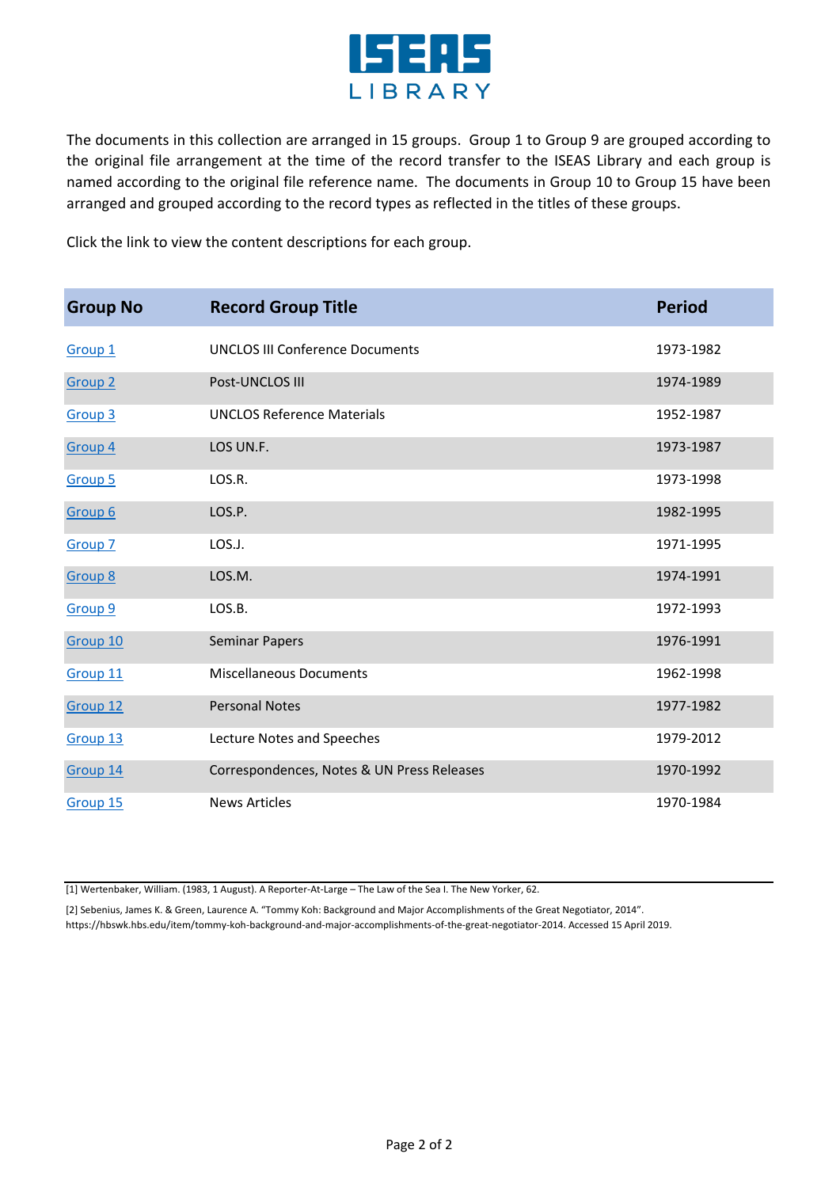The documents in this collection are arranged in 15 groups. Group 1 to Group 9 are grouped according to the original file arrangement at the time of the record transfer to the ISEAS Library and each group is named according to the original file reference name. The documents in Group 10 to Group 15 have been arranged and grouped according to the record types as reflected in the titles of these groups.

Click the link to view the content descriptions for each group.

| Group No | Record Group Title | Period |
|---|---|---|
| Group 1 | UNCLOS III Conference Documents | 1973-1982 |
| Group 2 | Post-UNCLOS III | 1974-1989 |
| Group 3 | UNCLOS Reference Materials | 1952-1987 |
| Group 4 | LOS UN.F. | 1973-1987 |
| Group 5 | LOS.R. | 1973-1998 |
| Group 6 | LOS.P. | 1982-1995 |
| Group 7 | LOS.J. | 1971-1995 |
| Group 8 | LOS.M. | 1974-1991 |
| Group 9 | LOS.B. | 1972-1993 |
| Group 10 | Seminar Papers | 1976-1991 |
| Group 11 | Miscellaneous Documents | 1962-1998 |
| Group 12 | Personal Notes | 1977-1982 |
| Group 13 | Lecture Notes and Speeches | 1979-2012 |
| Group 14 | Correspondences, Notes & UN Press Releases | 1970-1992 |
| Group 15 | News Articles | 1970-1984 |

[1] Wertenbaker, William. (1983, 1 August). A Reporter-At-Large – The Law of the Sea I. The New Yorker, 62.

[2] Sebenius, James K. & Green, Laurence A. "Tommy Koh: Background and Major Accomplishments of the Great Negotiator, 2014". https://hbswk.hbs.edu/item/tommy-koh-background-and-major-accomplishments-of-the-great-negotiator-2014. Accessed 15 April 2019.